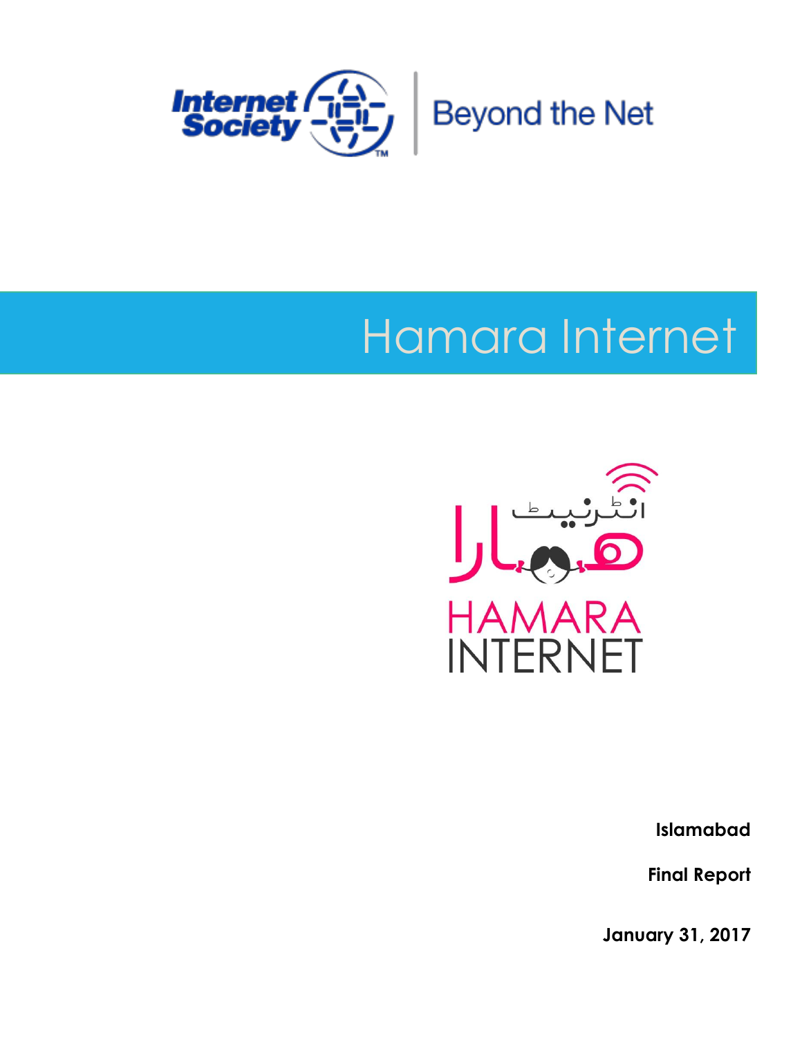Internet Society | Beyond the Net

# Hamara Internet

ہمارا انٹرنیٹ

HAMARA INTERNET

**Islamabad**

**Final Report**

**January 31, 2017**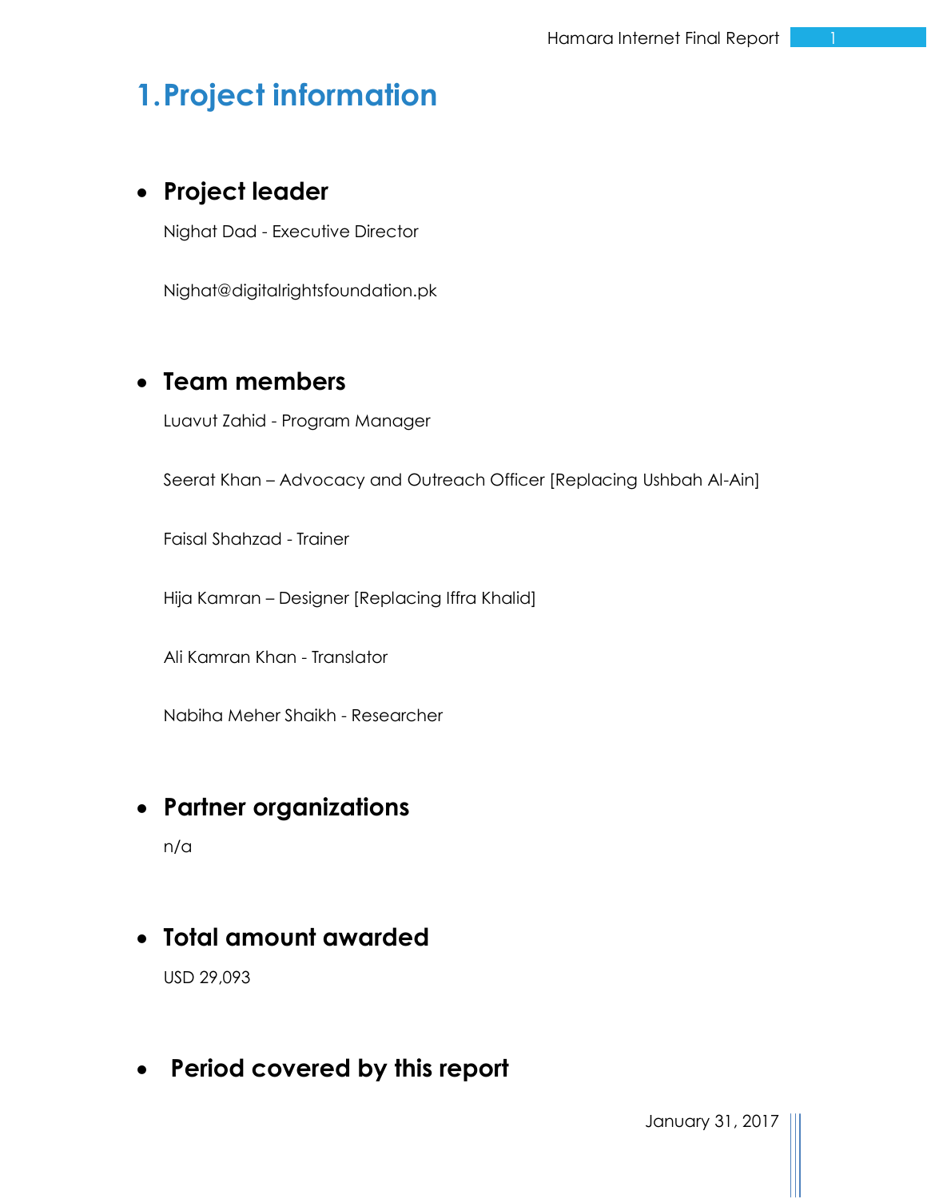# 1. Project information

- ## Project leader

Nighat Dad - Executive Director

Nighat@digitalrightsfoundation.pk

- ## Team members

Luavut Zahid - Program Manager

Seerat Khan – Advocacy and Outreach Officer [Replacing Ushbah Al-Ain]

Faisal Shahzad - Trainer

Hija Kamran – Designer [Replacing Iffra Khalid]

Ali Kamran Khan - Translator

Nabiha Meher Shaikh - Researcher

- ## Partner organizations

n/a

- ## Total amount awarded

USD 29,093

- ## Period covered by this report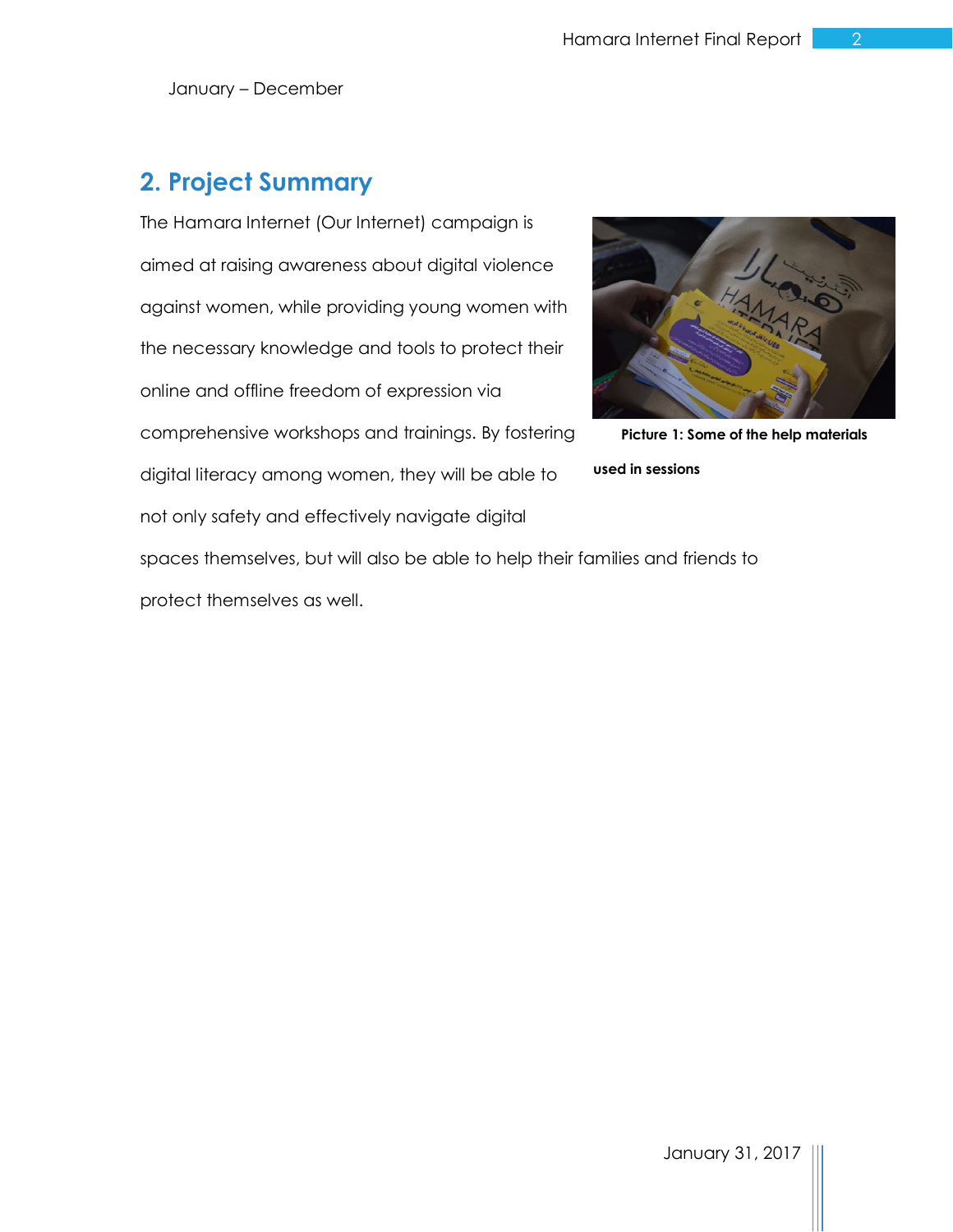January – December

## 2. Project Summary

The Hamara Internet (Our Internet) campaign is aimed at raising awareness about digital violence against women, while providing young women with the necessary knowledge and tools to protect their online and offline freedom of expression via comprehensive workshops and trainings. By fostering digital literacy among women, they will be able to not only safety and effectively navigate digital spaces themselves, but will also be able to help their families and friends to protect themselves as well.

**Picture 1: Some of the help materials used in sessions**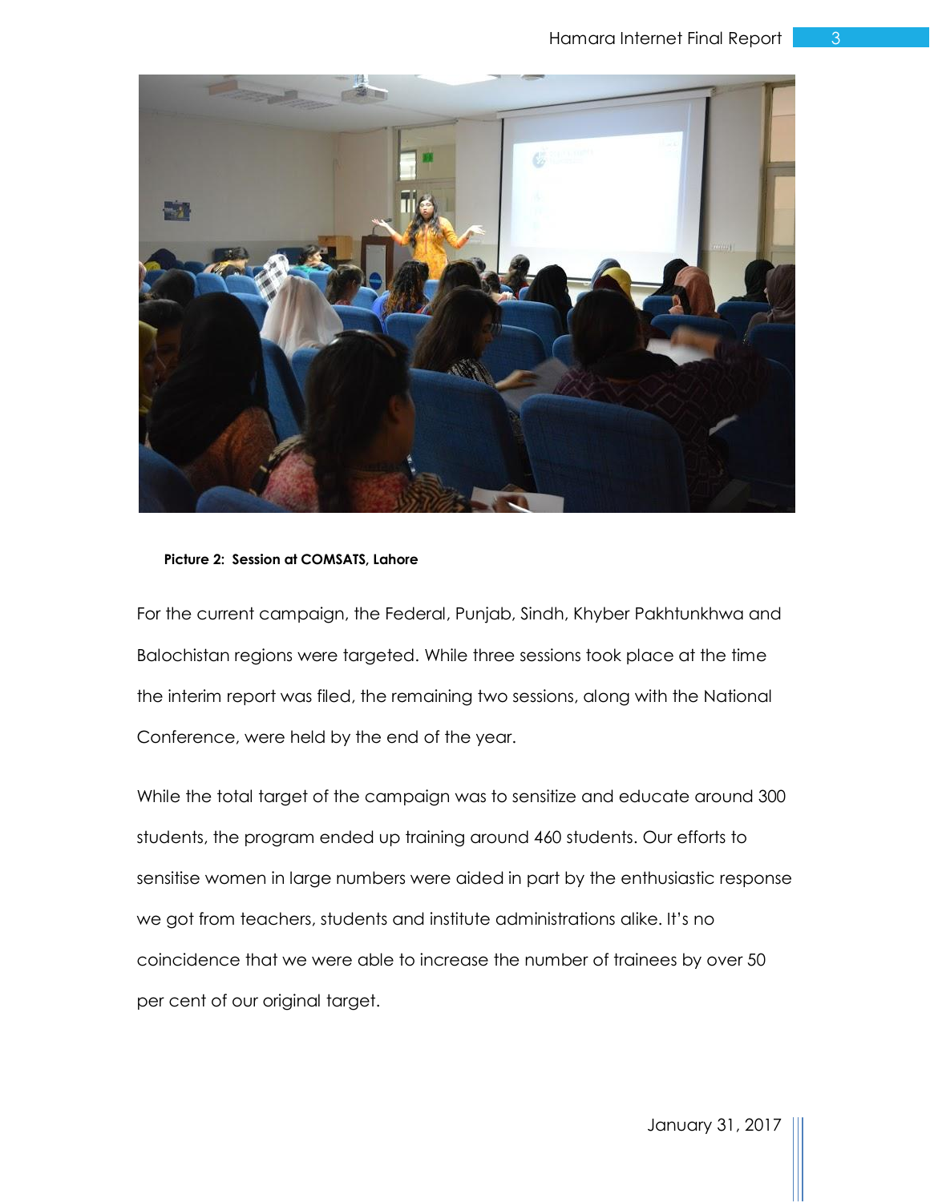**Picture 2: Session at COMSATS, Lahore**

For the current campaign, the Federal, Punjab, Sindh, Khyber Pakhtunkhwa and Balochistan regions were targeted. While three sessions took place at the time the interim report was filed, the remaining two sessions, along with the National Conference, were held by the end of the year.

While the total target of the campaign was to sensitize and educate around 300 students, the program ended up training around 460 students. Our efforts to sensitise women in large numbers were aided in part by the enthusiastic response we got from teachers, students and institute administrations alike. It's no coincidence that we were able to increase the number of trainees by over 50 per cent of our original target.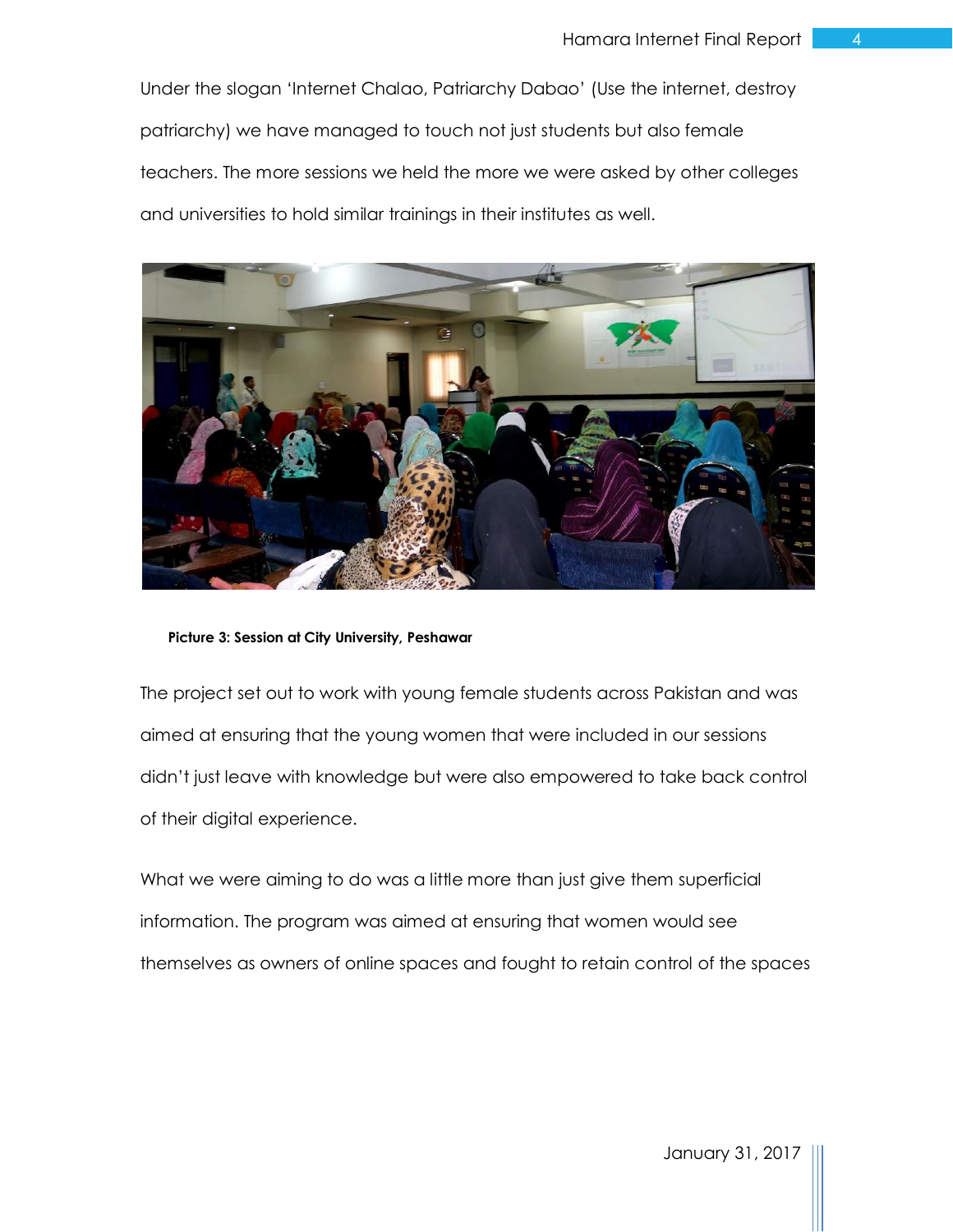Under the slogan 'Internet Chalao, Patriarchy Dabao' (Use the internet, destroy patriarchy) we have managed to touch not just students but also female teachers. The more sessions we held the more we were asked by other colleges and universities to hold similar trainings in their institutes as well.

**Picture 3: Session at City University, Peshawar**

The project set out to work with young female students across Pakistan and was aimed at ensuring that the young women that were included in our sessions didn't just leave with knowledge but were also empowered to take back control of their digital experience.

What we were aiming to do was a little more than just give them superficial information. The program was aimed at ensuring that women would see themselves as owners of online spaces and fought to retain control of the spaces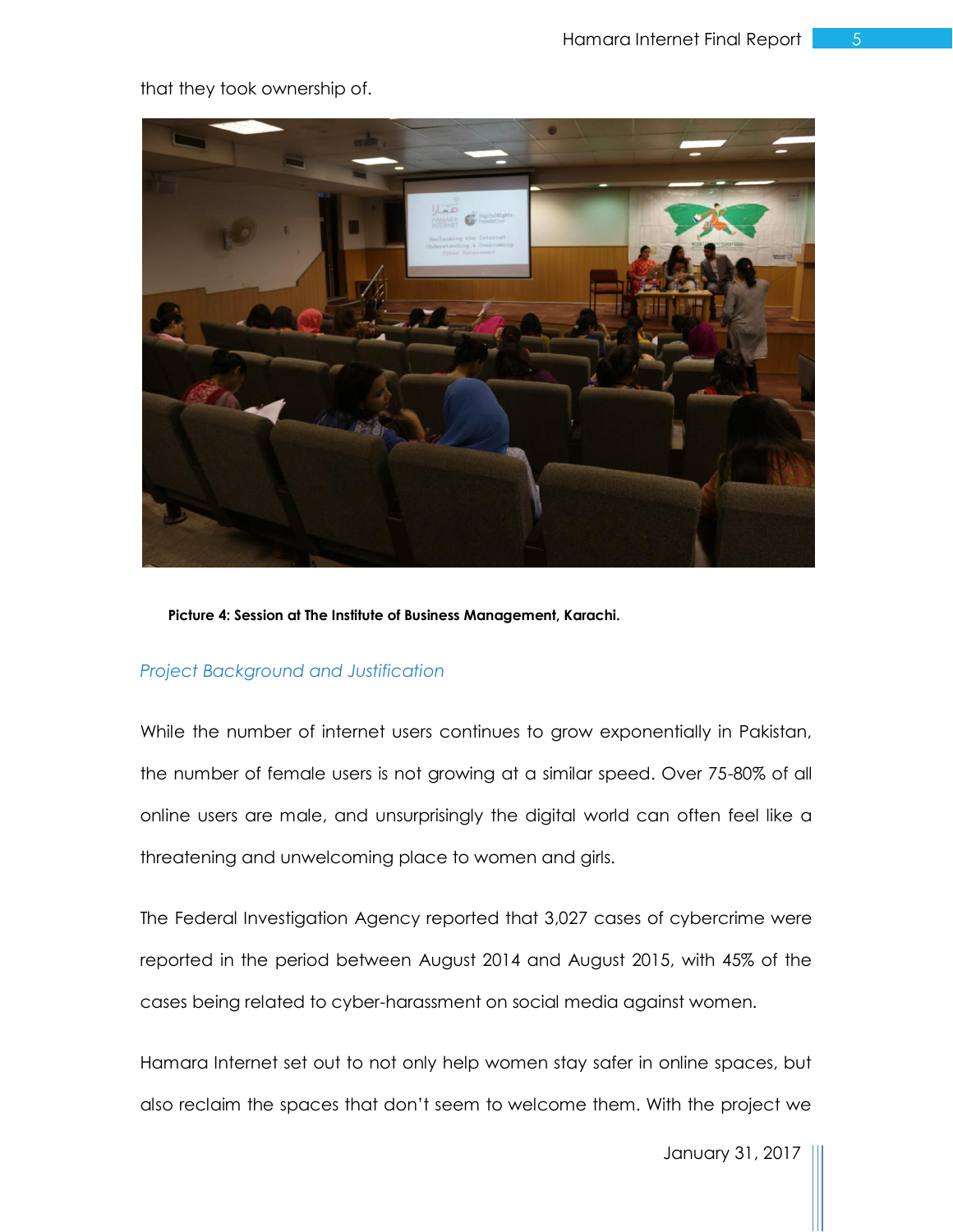that they took ownership of.

**Picture 4: Session at The Institute of Business Management, Karachi.**

### *Project Background and Justification*

While the number of internet users continues to grow exponentially in Pakistan, the number of female users is not growing at a similar speed. Over 75-80% of all online users are male, and unsurprisingly the digital world can often feel like a threatening and unwelcoming place to women and girls.

The Federal Investigation Agency reported that 3,027 cases of cybercrime were reported in the period between August 2014 and August 2015, with 45% of the cases being related to cyber-harassment on social media against women.

Hamara Internet set out to not only help women stay safer in online spaces, but also reclaim the spaces that don't seem to welcome them. With the project we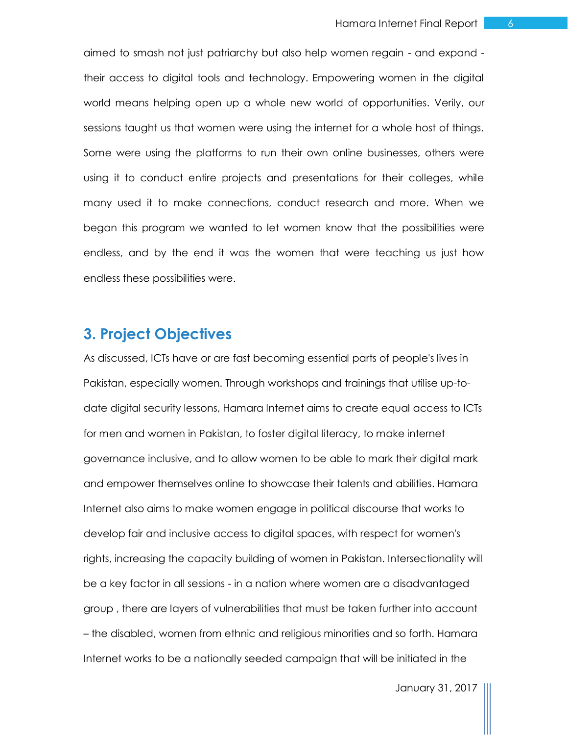aimed to smash not just patriarchy but also help women regain - and expand - their access to digital tools and technology. Empowering women in the digital world means helping open up a whole new world of opportunities. Verily, our sessions taught us that women were using the internet for a whole host of things. Some were using the platforms to run their own online businesses, others were using it to conduct entire projects and presentations for their colleges, while many used it to make connections, conduct research and more. When we began this program we wanted to let women know that the possibilities were endless, and by the end it was the women that were teaching us just how endless these possibilities were.

## 3. Project Objectives

As discussed, ICTs have or are fast becoming essential parts of people's lives in Pakistan, especially women. Through workshops and trainings that utilise up-to-date digital security lessons, Hamara Internet aims to create equal access to ICTs for men and women in Pakistan, to foster digital literacy, to make internet governance inclusive, and to allow women to be able to mark their digital mark and empower themselves online to showcase their talents and abilities. Hamara Internet also aims to make women engage in political discourse that works to develop fair and inclusive access to digital spaces, with respect for women's rights, increasing the capacity building of women in Pakistan. Intersectionality will be a key factor in all sessions - in a nation where women are a disadvantaged group , there are layers of vulnerabilities that must be taken further into account – the disabled, women from ethnic and religious minorities and so forth. Hamara Internet works to be a nationally seeded campaign that will be initiated in the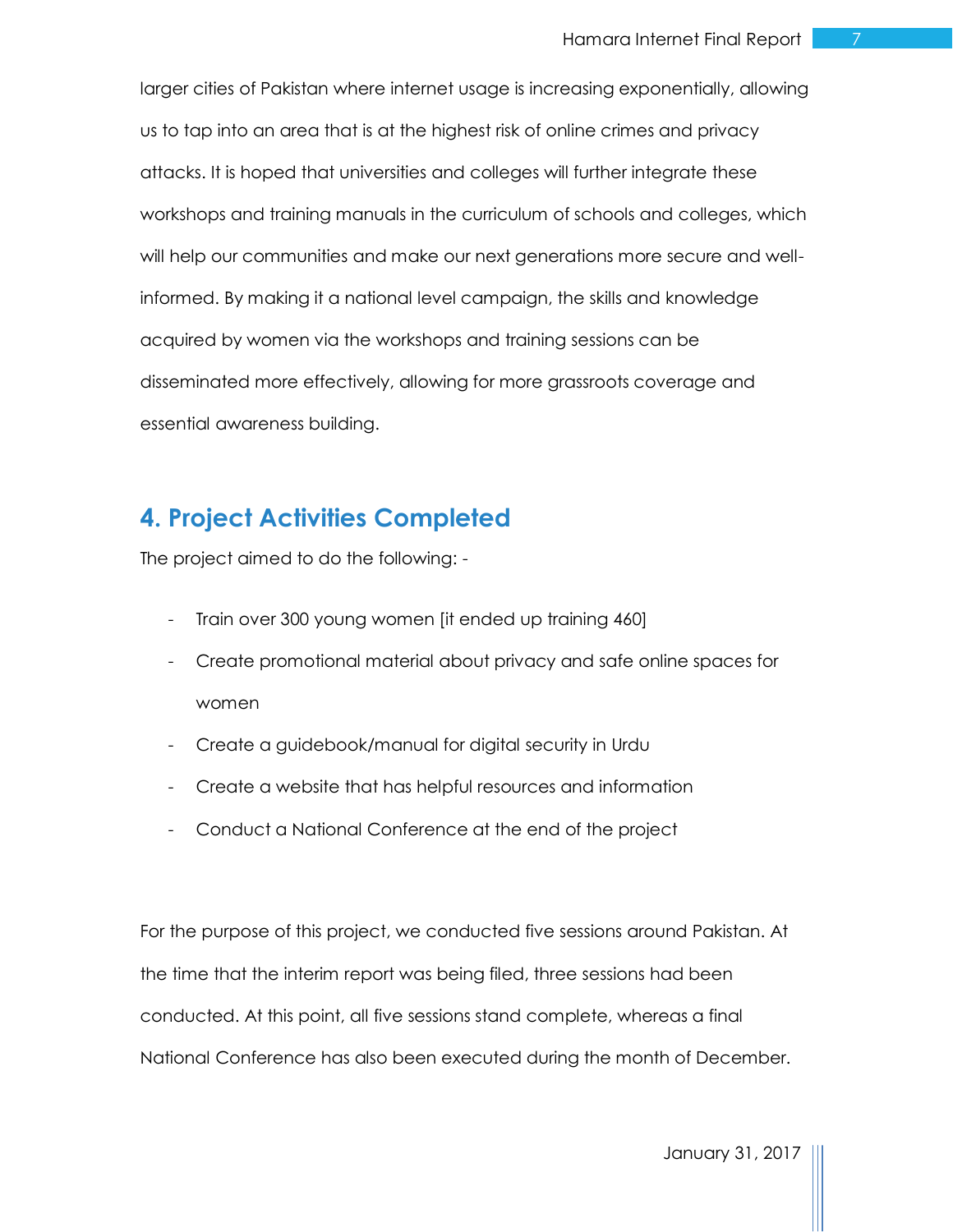larger cities of Pakistan where internet usage is increasing exponentially, allowing us to tap into an area that is at the highest risk of online crimes and privacy attacks. It is hoped that universities and colleges will further integrate these workshops and training manuals in the curriculum of schools and colleges, which will help our communities and make our next generations more secure and well-informed. By making it a national level campaign, the skills and knowledge acquired by women via the workshops and training sessions can be disseminated more effectively, allowing for more grassroots coverage and essential awareness building.

## 4. Project Activities Completed

The project aimed to do the following: -

- Train over 300 young women [it ended up training 460]
- Create promotional material about privacy and safe online spaces for women
- Create a guidebook/manual for digital security in Urdu
- Create a website that has helpful resources and information
- Conduct a National Conference at the end of the project

For the purpose of this project, we conducted five sessions around Pakistan. At the time that the interim report was being filed, three sessions had been conducted. At this point, all five sessions stand complete, whereas a final National Conference has also been executed during the month of December.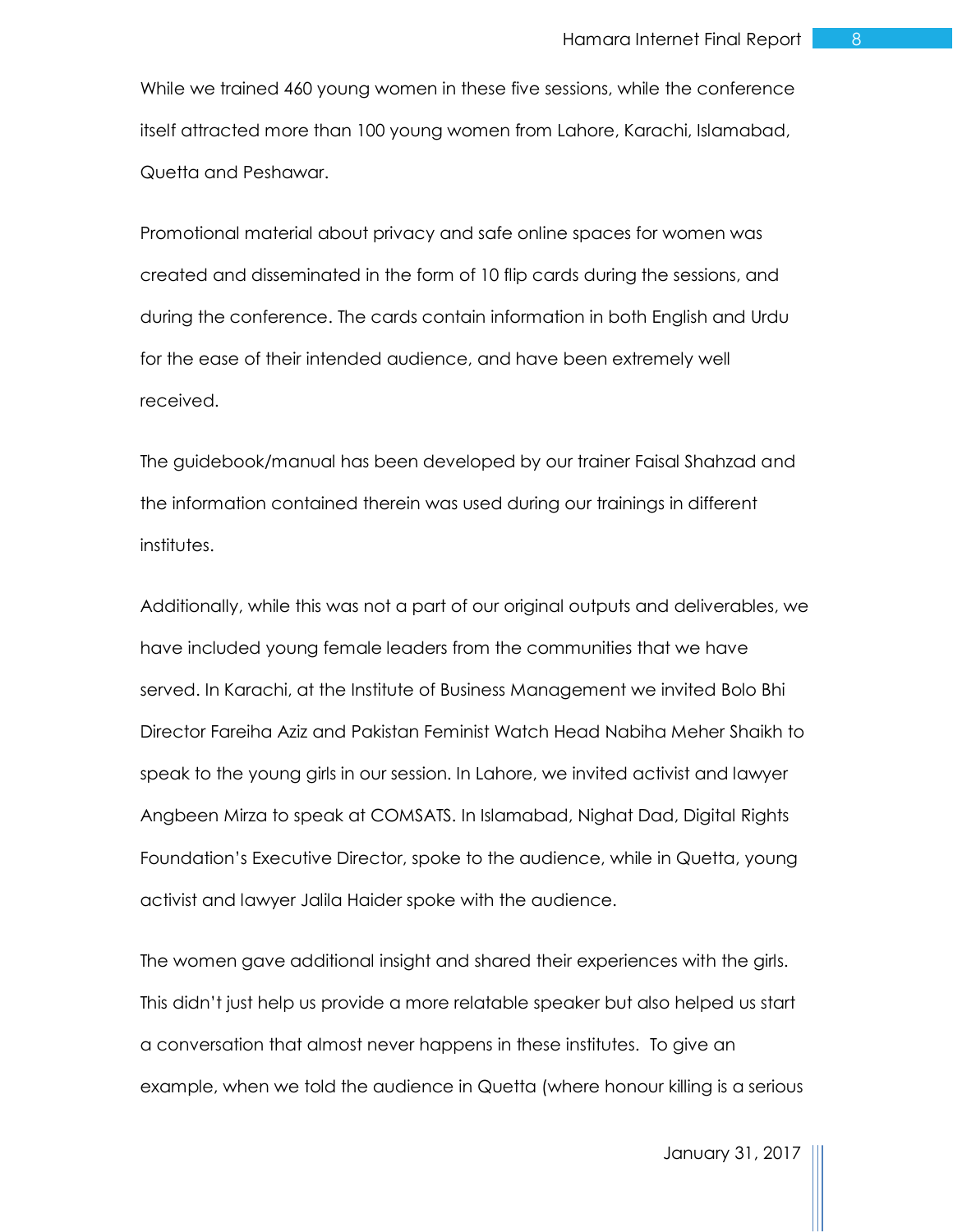While we trained 460 young women in these five sessions, while the conference itself attracted more than 100 young women from Lahore, Karachi, Islamabad, Quetta and Peshawar.

Promotional material about privacy and safe online spaces for women was created and disseminated in the form of 10 flip cards during the sessions, and during the conference. The cards contain information in both English and Urdu for the ease of their intended audience, and have been extremely well received.

The guidebook/manual has been developed by our trainer Faisal Shahzad and the information contained therein was used during our trainings in different institutes.

Additionally, while this was not a part of our original outputs and deliverables, we have included young female leaders from the communities that we have served. In Karachi, at the Institute of Business Management we invited Bolo Bhi Director Fareiha Aziz and Pakistan Feminist Watch Head Nabiha Meher Shaikh to speak to the young girls in our session. In Lahore, we invited activist and lawyer Angbeen Mirza to speak at COMSATS. In Islamabad, Nighat Dad, Digital Rights Foundation's Executive Director, spoke to the audience, while in Quetta, young activist and lawyer Jalila Haider spoke with the audience.

The women gave additional insight and shared their experiences with the girls. This didn't just help us provide a more relatable speaker but also helped us start a conversation that almost never happens in these institutes. To give an example, when we told the audience in Quetta (where honour killing is a serious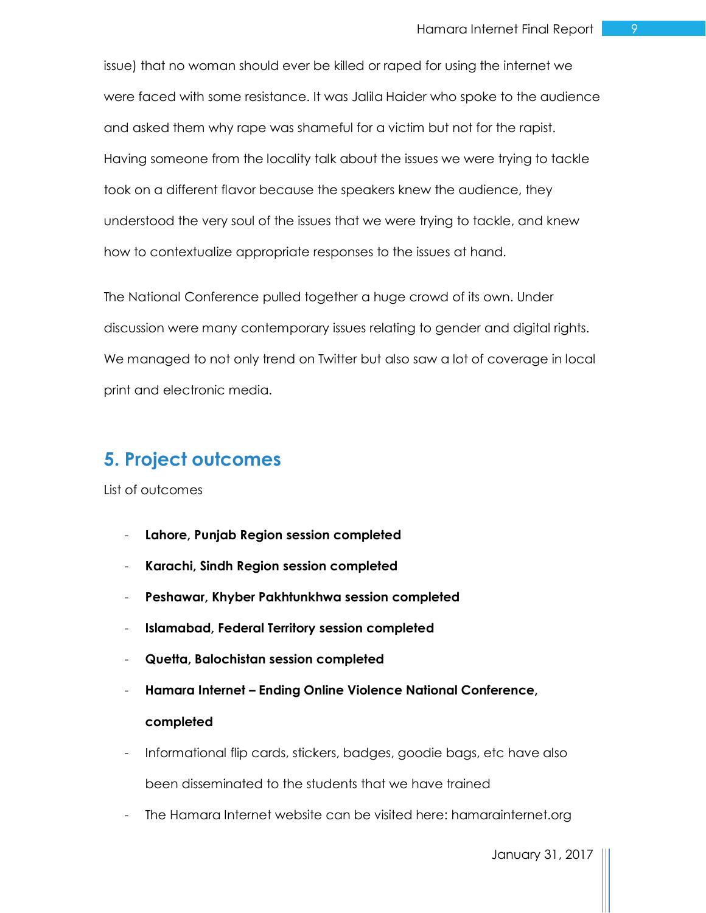issue) that no woman should ever be killed or raped for using the internet we were faced with some resistance. It was Jalila Haider who spoke to the audience and asked them why rape was shameful for a victim but not for the rapist. Having someone from the locality talk about the issues we were trying to tackle took on a different flavor because the speakers knew the audience, they understood the very soul of the issues that we were trying to tackle, and knew how to contextualize appropriate responses to the issues at hand.

The National Conference pulled together a huge crowd of its own. Under discussion were many contemporary issues relating to gender and digital rights. We managed to not only trend on Twitter but also saw a lot of coverage in local print and electronic media.

## 5. Project outcomes

List of outcomes

- **Lahore, Punjab Region session completed**
- **Karachi, Sindh Region session completed**
- **Peshawar, Khyber Pakhtunkhwa session completed**
- **Islamabad, Federal Territory session completed**
- **Quetta, Balochistan session completed**
- **Hamara Internet – Ending Online Violence National Conference, completed**
- Informational flip cards, stickers, badges, goodie bags, etc have also been disseminated to the students that we have trained
- The Hamara Internet website can be visited here: hamarainternet.org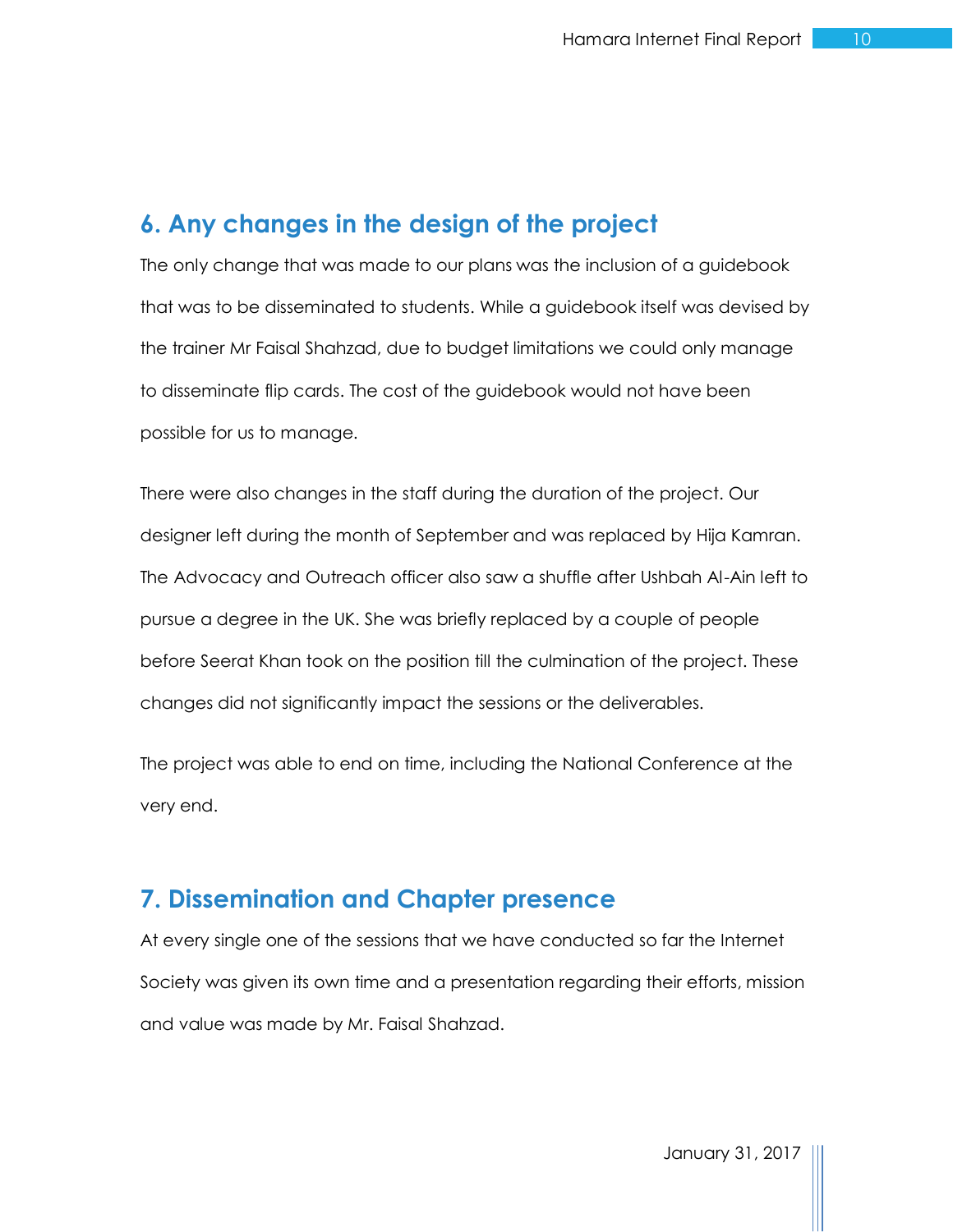## 6. Any changes in the design of the project

The only change that was made to our plans was the inclusion of a guidebook that was to be disseminated to students. While a guidebook itself was devised by the trainer Mr Faisal Shahzad, due to budget limitations we could only manage to disseminate flip cards. The cost of the guidebook would not have been possible for us to manage.

There were also changes in the staff during the duration of the project. Our designer left during the month of September and was replaced by Hija Kamran. The Advocacy and Outreach officer also saw a shuffle after Ushbah Al-Ain left to pursue a degree in the UK. She was briefly replaced by a couple of people before Seerat Khan took on the position till the culmination of the project. These changes did not significantly impact the sessions or the deliverables.

The project was able to end on time, including the National Conference at the very end.

## 7. Dissemination and Chapter presence

At every single one of the sessions that we have conducted so far the Internet Society was given its own time and a presentation regarding their efforts, mission and value was made by Mr. Faisal Shahzad.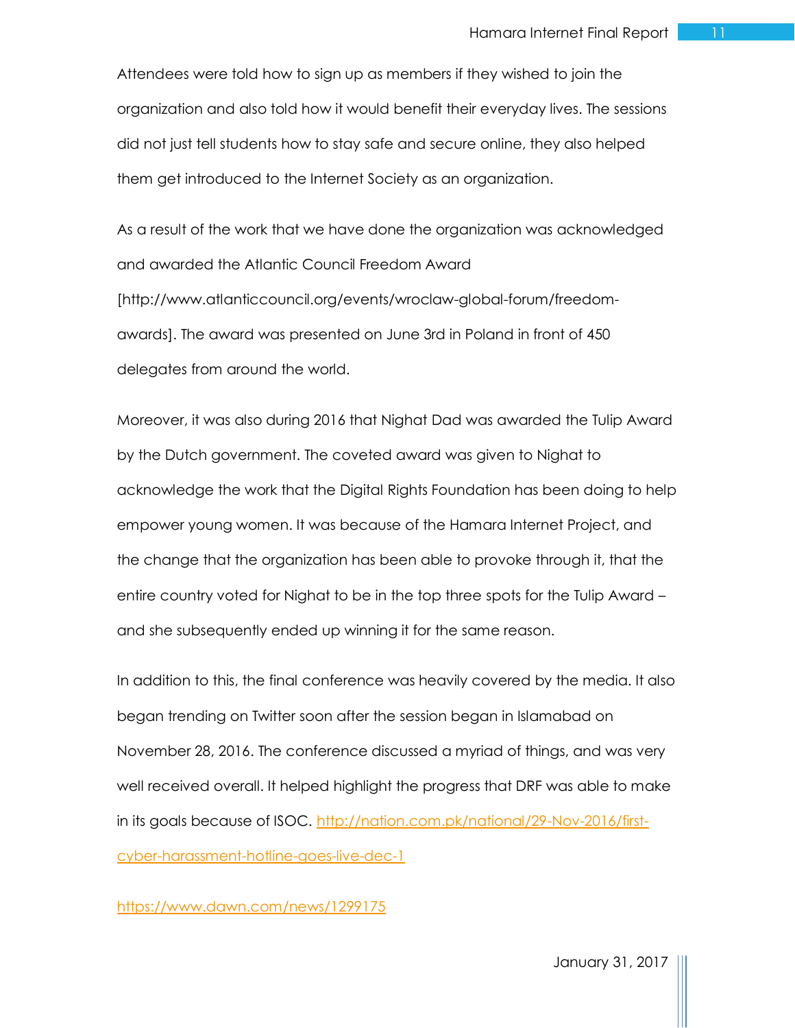Attendees were told how to sign up as members if they wished to join the organization and also told how it would benefit their everyday lives. The sessions did not just tell students how to stay safe and secure online, they also helped them get introduced to the Internet Society as an organization.

As a result of the work that we have done the organization was acknowledged and awarded the Atlantic Council Freedom Award [http://www.atlanticcouncil.org/events/wroclaw-global-forum/freedom-awards]. The award was presented on June 3rd in Poland in front of 450 delegates from around the world.

Moreover, it was also during 2016 that Nighat Dad was awarded the Tulip Award by the Dutch government. The coveted award was given to Nighat to acknowledge the work that the Digital Rights Foundation has been doing to help empower young women. It was because of the Hamara Internet Project, and the change that the organization has been able to provoke through it, that the entire country voted for Nighat to be in the top three spots for the Tulip Award – and she subsequently ended up winning it for the same reason.

In addition to this, the final conference was heavily covered by the media. It also began trending on Twitter soon after the session began in Islamabad on November 28, 2016. The conference discussed a myriad of things, and was very well received overall. It helped highlight the progress that DRF was able to make in its goals because of ISOC. [http://nation.com.pk/national/29-Nov-2016/first-cyber-harassment-hotline-goes-live-dec-1](http://nation.com.pk/national/29-Nov-2016/first-cyber-harassment-hotline-goes-live-dec-1)

[https://www.dawn.com/news/1299175](https://www.dawn.com/news/1299175)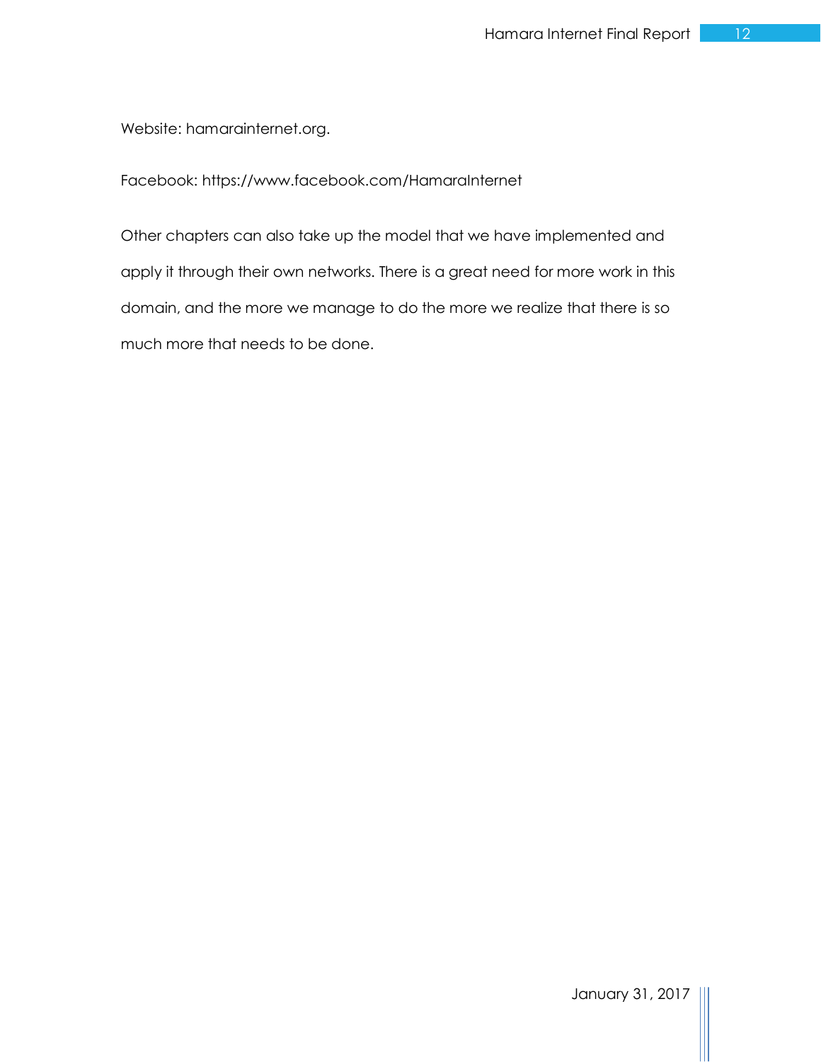Website: hamarainternet.org.

Facebook: https://www.facebook.com/HamaraInternet

Other chapters can also take up the model that we have implemented and apply it through their own networks. There is a great need for more work in this domain, and the more we manage to do the more we realize that there is so much more that needs to be done.